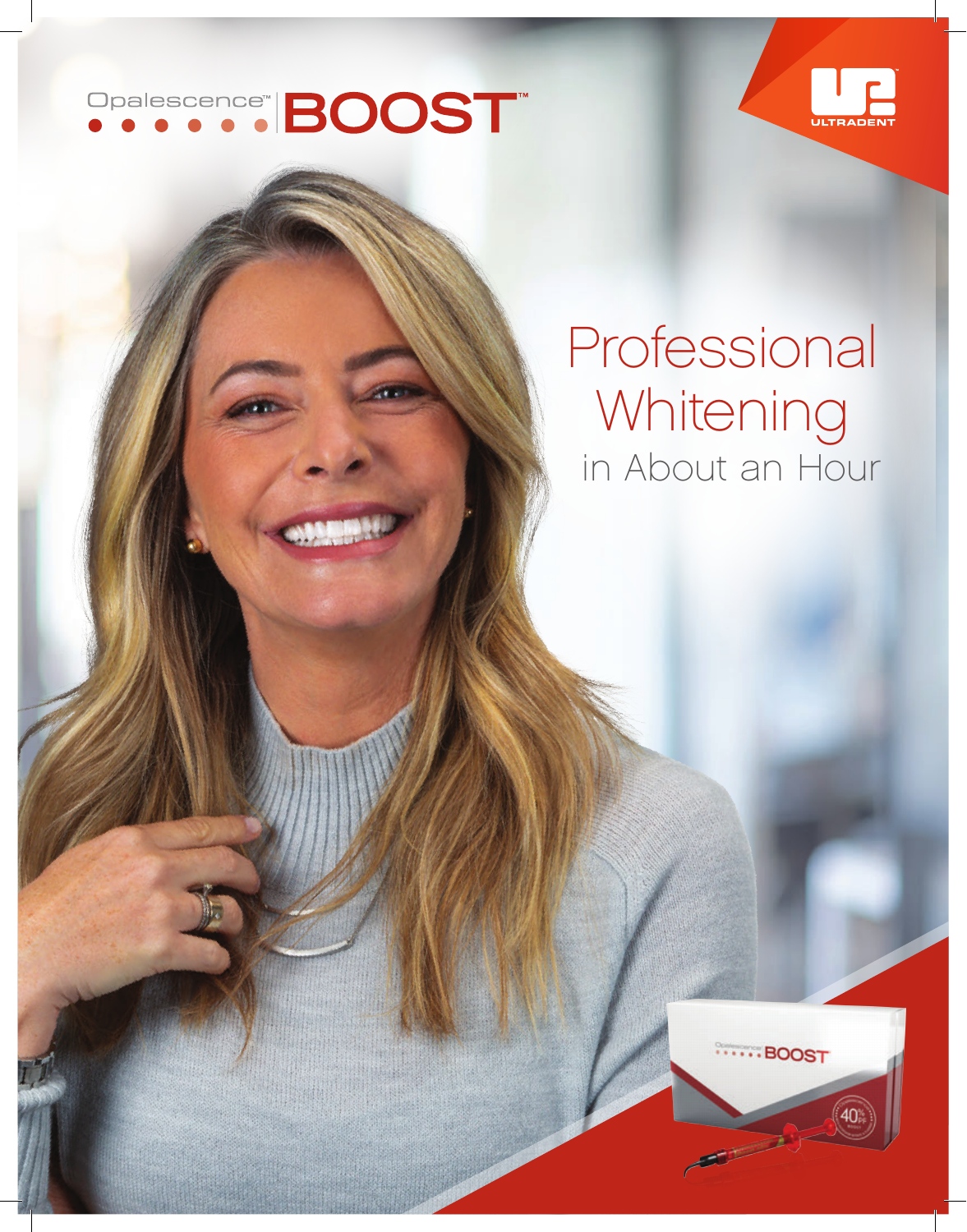# Opalescence™ BOOST™

ULTRADENT

## Professional Whitening in About an Hour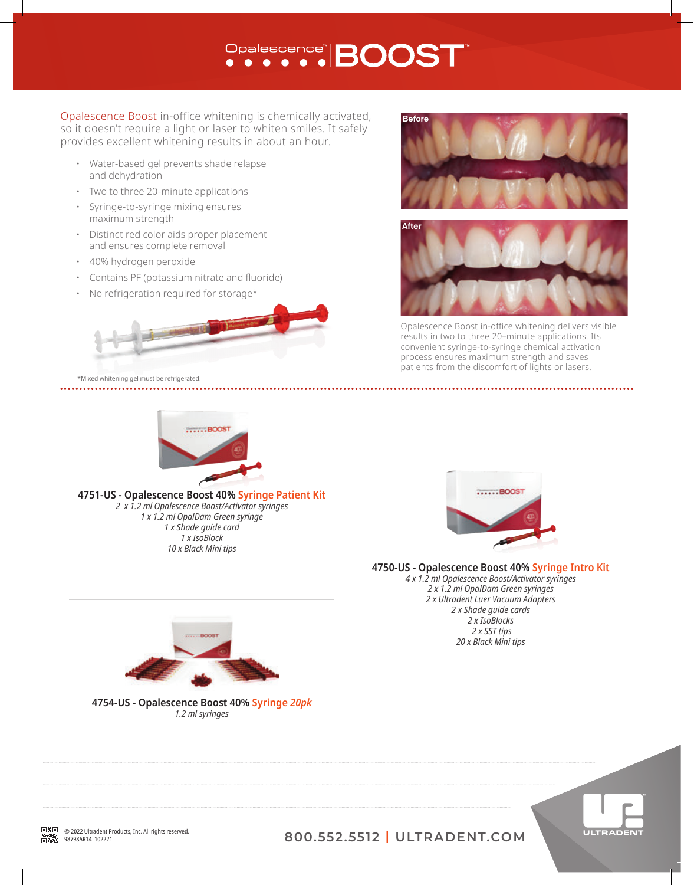# Opalescence™ BOOST™

Opalescence Boost in-office whitening is chemically activated, so it doesn't require a light or laser to whiten smiles. It safely provides excellent whitening results in about an hour.

- Water-based gel prevents shade relapse and dehydration
- Two to three 20-minute applications
- Syringe-to-syringe mixing ensures maximum strength
- Distinct red color aids proper placement and ensures complete removal
- 40% hydrogen peroxide
- Contains PF (potassium nitrate and fluoride)
- No refrigeration required for storage*

*Mixed whitening gel must be refrigerated.

Before

After

Opalescence Boost in-office whitening delivers visible results in two to three 20–minute applications. Its convenient syringe-to-syringe chemical activation process ensures maximum strength and saves patients from the discomfort of lights or lasers.

**4751-US - Opalescence Boost 40% Syringe Patient Kit**

*2 x 1.2 ml Opalescence Boost/Activator syringes*
*1 x 1.2 ml OpalDam Green syringe*
*1 x Shade guide card*
*1 x IsoBlock*
*10 x Black Mini tips*

**4750-US - Opalescence Boost 40% Syringe Intro Kit**

*4 x 1.2 ml Opalescence Boost/Activator syringes*
*2 x 1.2 ml OpalDam Green syringes*
*2 x Ultradent Luer Vacuum Adapters*
*2 x Shade guide cards*
*2 x IsoBlocks*
*2 x SST tips*
*20 x Black Mini tips*

**4754-US - Opalescence Boost 40% Syringe *20pk***

*1.2 ml syringes*

© 2022 Ultradent Products, Inc. All rights reserved.
98798AR14 102221

800.552.5512 | ULTRADENT.COM

ULTRADENT